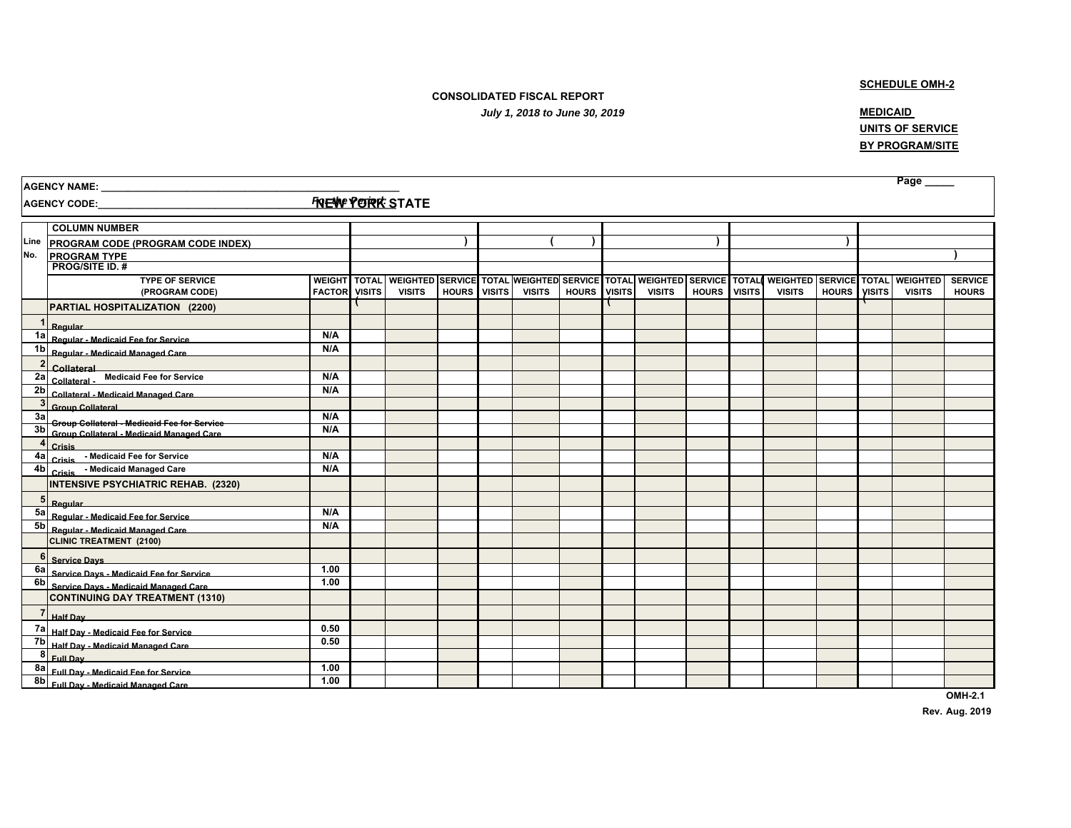**SCHEDULE OMH-2**

**CONSOLIDATED FISCAL REPORT**

*July 1, 2018 to June 30, 2019*

**MEDICAID UNITS OF SERVICE BY PROGRAM/SITE**

**AGENCY NAME:** ____________________________________________________  Page _____

**AGENCY CODE:** ___________________________________ *For the Period:* **NEW YORK STATE**

| Line No. | COLUMN NUMBER | | | | | | | | | | | | | | | | | |
|---|---|---|---|---|---|---|---|---|---|---|---|---|---|---|---|---|---|---|
| | PROGRAM CODE (PROGRAM CODE INDEX) | | ( | | ) | ( | | ) | ( | | ) | ( | | ) | ( | | ) |
| | PROGRAM TYPE | | | | | | | | | | | | | | | | | |
| | PROG/SITE ID. # | | | | | | | | | | | | | | | | | |
| | TYPE OF SERVICE (PROGRAM CODE) | WEIGHT FACTOR | TOTAL VISITS | WEIGHTED VISITS | SERVICE HOURS | TOTAL VISITS | WEIGHTED VISITS | SERVICE HOURS | TOTAL VISITS | WEIGHTED VISITS | SERVICE HOURS | TOTAL VISITS | WEIGHTED VISITS | SERVICE HOURS | TOTAL VISITS | WEIGHTED VISITS | SERVICE HOURS |
| | PARTIAL HOSPITALIZATION (2200) | | | | | | | | | | | | | | | | |
| 1 | Regular | | | | | | | | | | | | | | | | |
| 1a | Regular - Medicaid Fee for Service | N/A | | | | | | | | | | | | | | | |
| 1b | Regular - Medicaid Managed Care | N/A | | | | | | | | | | | | | | | |
| 2 | Collateral | | | | | | | | | | | | | | | | |
| 2a | Collateral - Medicaid Fee for Service | N/A | | | | | | | | | | | | | | | |
| 2b | Collateral - Medicaid Managed Care | N/A | | | | | | | | | | | | | | | |
| 3 | Group Collateral | | | | | | | | | | | | | | | | |
| 3a | Group Collateral - Medicaid Fee for Service | N/A | | | | | | | | | | | | | | | |
| 3b | Group Collateral - Medicaid Managed Care | N/A | | | | | | | | | | | | | | | |
| 4 | Crisis | | | | | | | | | | | | | | | | |
| 4a | Crisis - Medicaid Fee for Service | N/A | | | | | | | | | | | | | | | |
| 4b | Crisis - Medicaid Managed Care | N/A | | | | | | | | | | | | | | | |
| | INTENSIVE PSYCHIATRIC REHAB. (2320) | | | | | | | | | | | | | | | | |
| 5 | Regular | | | | | | | | | | | | | | | | |
| 5a | Regular - Medicaid Fee for Service | N/A | | | | | | | | | | | | | | | |
| 5b | Regular - Medicaid Managed Care | N/A | | | | | | | | | | | | | | | |
| | CLINIC TREATMENT (2100) | | | | | | | | | | | | | | | | |
| 6 | Service Days | | | | | | | | | | | | | | | | |
| 6a | Service Days - Medicaid Fee for Service | 1.00 | | | | | | | | | | | | | | | |
| 6b | Service Days - Medicaid Managed Care | 1.00 | | | | | | | | | | | | | | | |
| | CONTINUING DAY TREATMENT (1310) | | | | | | | | | | | | | | | | |
| 7 | Half Day | | | | | | | | | | | | | | | | |
| 7a | Half Day - Medicaid Fee for Service | 0.50 | | | | | | | | | | | | | | | |
| 7b | Half Day - Medicaid Managed Care | 0.50 | | | | | | | | | | | | | | | |
| 8 | Full Day | | | | | | | | | | | | | | | | |
| 8a | Full Day - Medicaid Fee for Service | 1.00 | | | | | | | | | | | | | | | |
| 8b | Full Day - Medicaid Managed Care | 1.00 | | | | | | | | | | | | | | | |

**OMH-2.1**

**Rev. Aug. 2019**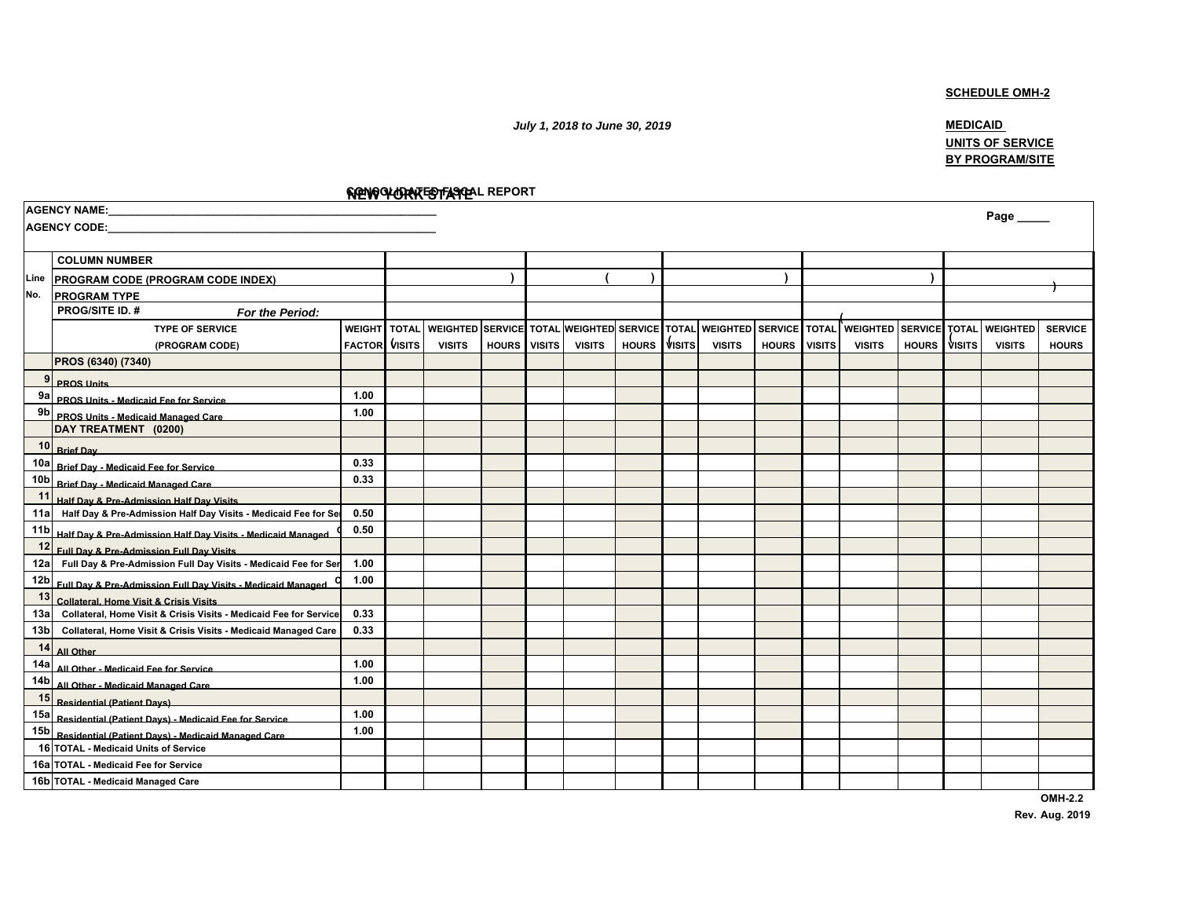**SCHEDULE OMH-2**

*July 1, 2018 to June 30, 2019*

**MEDICAID**
**UNITS OF SERVICE**
**BY PROGRAM/SITE**

**NEW YORK STATE**
**CONSOLIDATED FISCAL REPORT**

**AGENCY NAME:**\_\_\_\_\_\_\_\_\_\_\_\_\_\_\_\_\_\_\_\_\_\_\_\_\_\_\_\_\_\_\_\_\_\_\_\_\_\_\_\_

**AGENCY CODE:**\_\_\_\_\_\_\_\_\_\_\_\_\_\_\_\_\_\_\_\_\_\_\_\_\_\_\_\_\_\_\_\_\_\_\_\_\_\_\_\_

Page \_\_\_\_\_

| Line No. | COLUMN NUMBER | | | | | | | | | | | | | | | | |
|---|---|---|---|---|---|---|---|---|---|---|---|---|---|---|---|---|---|
| | PROGRAM CODE (PROGRAM CODE INDEX) | | ( | | ) | ( | | ) | ( | | ) | ( | | ) | ( | | ) |
| | PROGRAM TYPE | | | | | | | | | | | | | | | | |
| | PROG/SITE ID. # *For the Period:* | | | | | | | | | | | | | | | | |
| | TYPE OF SERVICE (PROGRAM CODE) | WEIGHT FACTOR | TOTAL VISITS | WEIGHTED VISITS | SERVICE HOURS | TOTAL VISITS | WEIGHTED VISITS | SERVICE HOURS | TOTAL VISITS | WEIGHTED VISITS | SERVICE HOURS | TOTAL VISITS | WEIGHTED VISITS | SERVICE HOURS | TOTAL VISITS | WEIGHTED VISITS | SERVICE HOURS |
| | PROS (6340) (7340) | | | | | | | | | | | | | | | | |
| 9 | PROS Units | | | | | | | | | | | | | | | | |
| 9a | PROS Units - Medicaid Fee for Service | 1.00 | | | | | | | | | | | | | | | |
| 9b | PROS Units - Medicaid Managed Care | 1.00 | | | | | | | | | | | | | | | |
| | DAY TREATMENT (0200) | | | | | | | | | | | | | | | | |
| 10 | Brief Day | | | | | | | | | | | | | | | | |
| 10a | Brief Day - Medicaid Fee for Service | 0.33 | | | | | | | | | | | | | | | |
| 10b | Brief Day - Medicaid Managed Care | 0.33 | | | | | | | | | | | | | | | |
| 11 | Half Day & Pre-Admission Half Day Visits | | | | | | | | | | | | | | | | |
| 11a | Half Day & Pre-Admission Half Day Visits - Medicaid Fee for Ser | 0.50 | | | | | | | | | | | | | | | |
| 11b | Half Day & Pre-Admission Half Day Visits - Medicaid Managed C | 0.50 | | | | | | | | | | | | | | | |
| 12 | Full Day & Pre-Admission Full Day Visits | | | | | | | | | | | | | | | | |
| 12a | Full Day & Pre-Admission Full Day Visits - Medicaid Fee for Ser | 1.00 | | | | | | | | | | | | | | | |
| 12b | Full Day & Pre-Admission Full Day Visits - Medicaid Managed C | 1.00 | | | | | | | | | | | | | | | |
| 13 | Collateral, Home Visit & Crisis Visits | | | | | | | | | | | | | | | | |
| 13a | Collateral, Home Visit & Crisis Visits - Medicaid Fee for Service | 0.33 | | | | | | | | | | | | | | | |
| 13b | Collateral, Home Visit & Crisis Visits - Medicaid Managed Care | 0.33 | | | | | | | | | | | | | | | |
| 14 | All Other | | | | | | | | | | | | | | | | |
| 14a | All Other - Medicaid Fee for Service | 1.00 | | | | | | | | | | | | | | | |
| 14b | All Other - Medicaid Managed Care | 1.00 | | | | | | | | | | | | | | | |
| 15 | Residential (Patient Days) | | | | | | | | | | | | | | | | |
| 15a | Residential (Patient Days) - Medicaid Fee for Service | 1.00 | | | | | | | | | | | | | | | |
| 15b | Residential (Patient Days) - Medicaid Managed Care | 1.00 | | | | | | | | | | | | | | | |
| 16 | TOTAL - Medicaid Units of Service | | | | | | | | | | | | | | | | |
| 16a | TOTAL - Medicaid Fee for Service | | | | | | | | | | | | | | | | |
| 16b | TOTAL - Medicaid Managed Care | | | | | | | | | | | | | | | | |

**OMH-2.2**
**Rev. Aug. 2019**